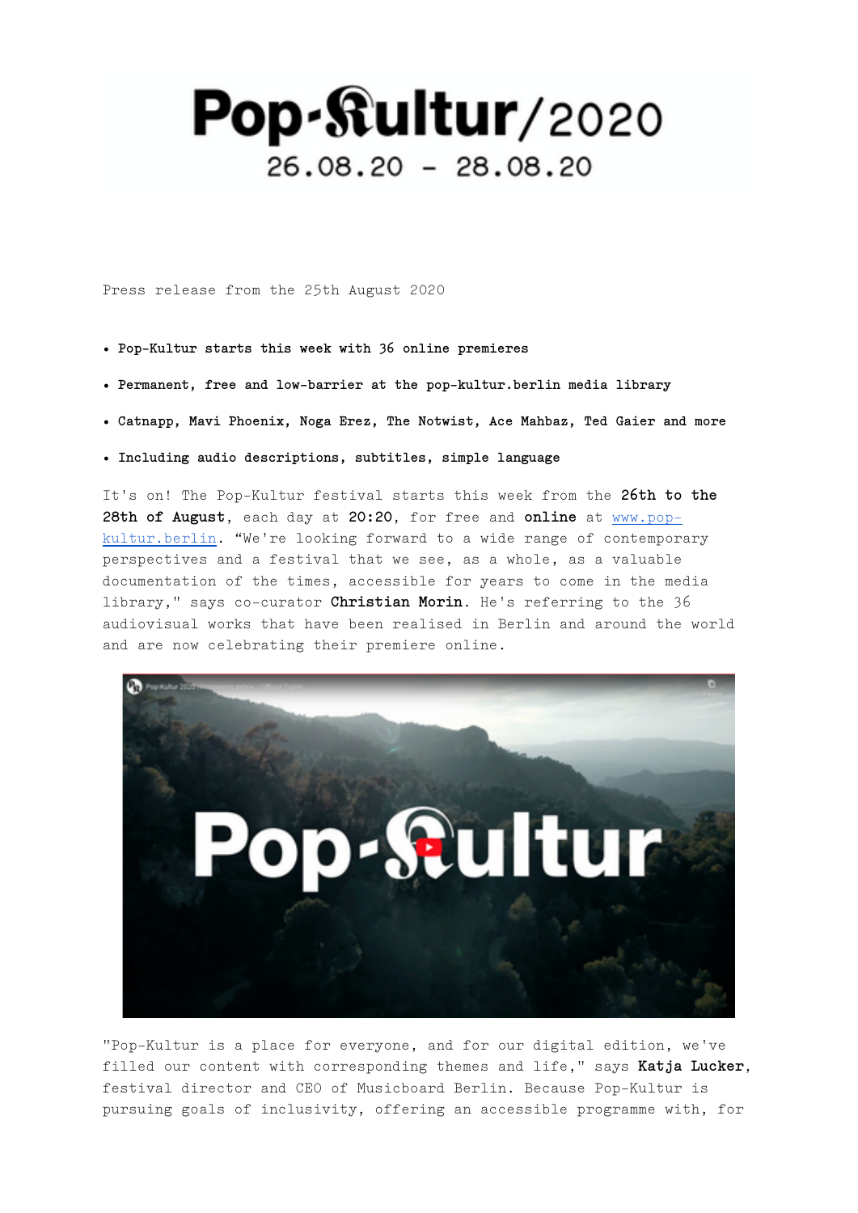# Pop-Kultur/2020

26.08.20 - 28.08.20

Press release from the 25th August 2020

- **Pop-Kultur starts this week with 36 online premieres**
- **Permanent, free and low-barrier at the pop-kultur.berlin media library**
- **Catnapp, Mavi Phoenix, Noga Erez, The Notwist, Ace Mahbaz, Ted Gaier and more**
- **Including audio descriptions, subtitles, simple language**

It's on! The Pop-Kultur festival starts this week from the **26th to the 28th of August**, each day at **20:20**, for free and **online** at [www.pop-kultur.berlin](www.pop-kultur.berlin). "We're looking forward to a wide range of contemporary perspectives and a festival that we see, as a whole, as a valuable documentation of the times, accessible for years to come in the media library," says co-curator **Christian Morin**. He's referring to the 36 audiovisual works that have been realised in Berlin and around the world and are now celebrating their premiere online.

"Pop-Kultur is a place for everyone, and for our digital edition, we've filled our content with corresponding themes and life," says **Katja Lucker**, festival director and CEO of Musicboard Berlin. Because Pop-Kultur is pursuing goals of inclusivity, offering an accessible programme with, for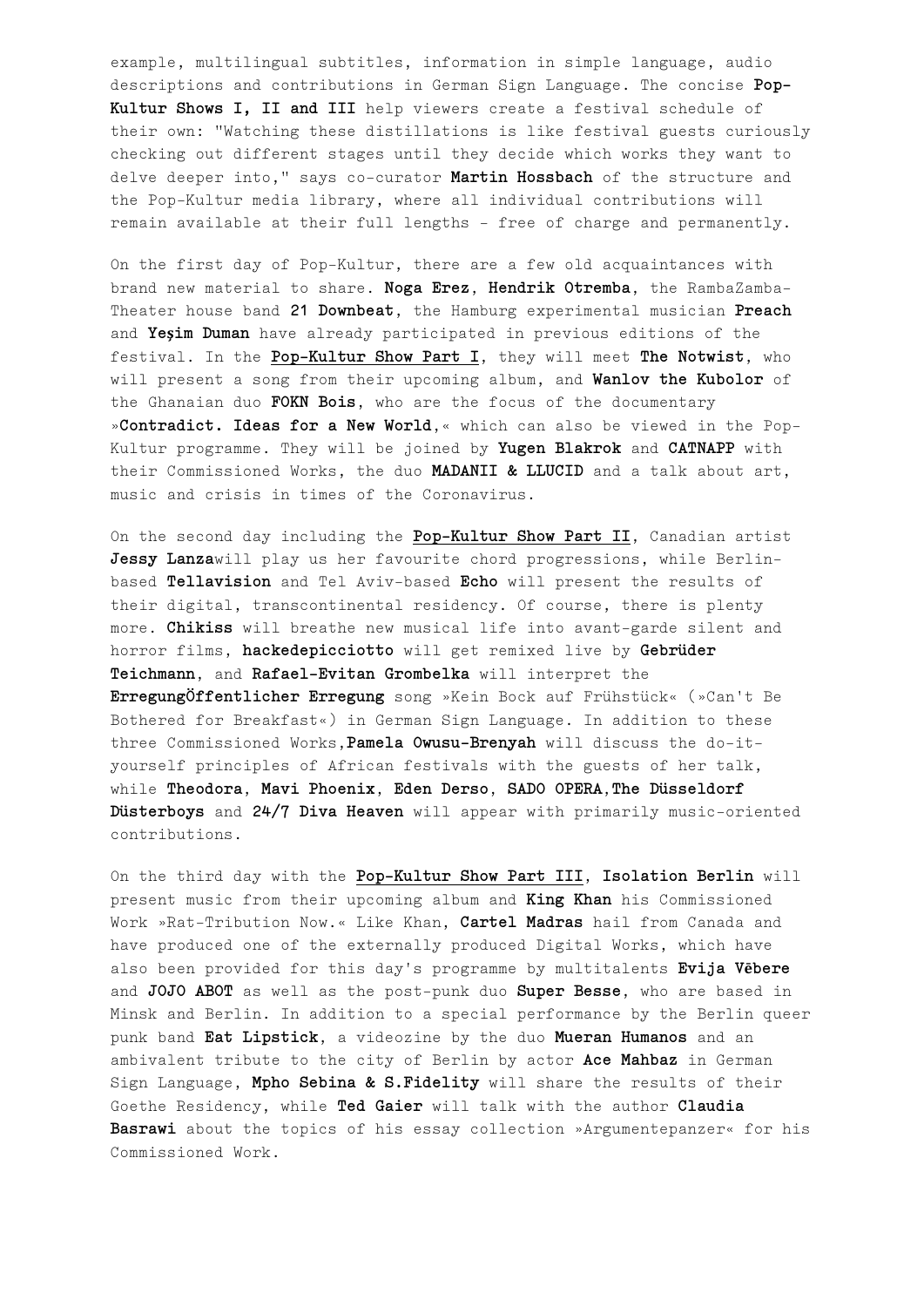example, multilingual subtitles, information in simple language, audio descriptions and contributions in German Sign Language. The concise **Pop-Kultur Shows I, II and III** help viewers create a festival schedule of their own: "Watching these distillations is like festival guests curiously checking out different stages until they decide which works they want to delve deeper into," says co-curator **Martin Hossbach** of the structure and the Pop-Kultur media library, where all individual contributions will remain available at their full lengths - free of charge and permanently.

On the first day of Pop-Kultur, there are a few old acquaintances with brand new material to share. **Noga Erez**, **Hendrik Otremba**, the RambaZamba-Theater house band **21 Downbeat**, the Hamburg experimental musician **Preach** and **Yeşim Duman** have already participated in previous editions of the festival. In the **Pop-Kultur Show Part I**, they will meet **The Notwist**, who will present a song from their upcoming album, and **Wanlov the Kubolor** of the Ghanaian duo **FOKN Bois**, who are the focus of the documentary »**Contradict. Ideas for a New World**,« which can also be viewed in the Pop-Kultur programme. They will be joined by **Yugen Blakrok** and **CATNAPP** with their Commissioned Works, the duo **MADANII & LLUCID** and a talk about art, music and crisis in times of the Coronavirus.

On the second day including the **Pop-Kultur Show Part II**, Canadian artist **Jessy Lanza**will play us her favourite chord progressions, while Berlin-based **Tellavision** and Tel Aviv-based **Echo** will present the results of their digital, transcontinental residency. Of course, there is plenty more. **Chikiss** will breathe new musical life into avant-garde silent and horror films, **hackedepicciotto** will get remixed live by **Gebrüder Teichmann**, and **Rafael-Evitan Grombelka** will interpret the **ErregungÖffentlicher Erregung** song »Kein Bock auf Frühstück« (»Can't Be Bothered for Breakfast«) in German Sign Language. In addition to these three Commissioned Works,**Pamela Owusu-Brenyah** will discuss the do-it-yourself principles of African festivals with the guests of her talk, while **Theodora**, **Mavi Phoenix**, **Eden Derso**, **SADO OPERA**,**The Düsseldorf Düsterboys** and **24/7 Diva Heaven** will appear with primarily music-oriented contributions.

On the third day with the **Pop-Kultur Show Part III**, **Isolation Berlin** will present music from their upcoming album and **King Khan** his Commissioned Work »Rat-Tribution Now.« Like Khan, **Cartel Madras** hail from Canada and have produced one of the externally produced Digital Works, which have also been provided for this day's programme by multitalents **Evija Vēbere** and **JOJO ABOT** as well as the post-punk duo **Super Besse**, who are based in Minsk and Berlin. In addition to a special performance by the Berlin queer punk band **Eat Lipstick**, a videozine by the duo **Mueran Humanos** and an ambivalent tribute to the city of Berlin by actor **Ace Mahbaz** in German Sign Language, **Mpho Sebina & S.Fidelity** will share the results of their Goethe Residency, while **Ted Gaier** will talk with the author **Claudia Basrawi** about the topics of his essay collection »Argumentepanzer« for his Commissioned Work.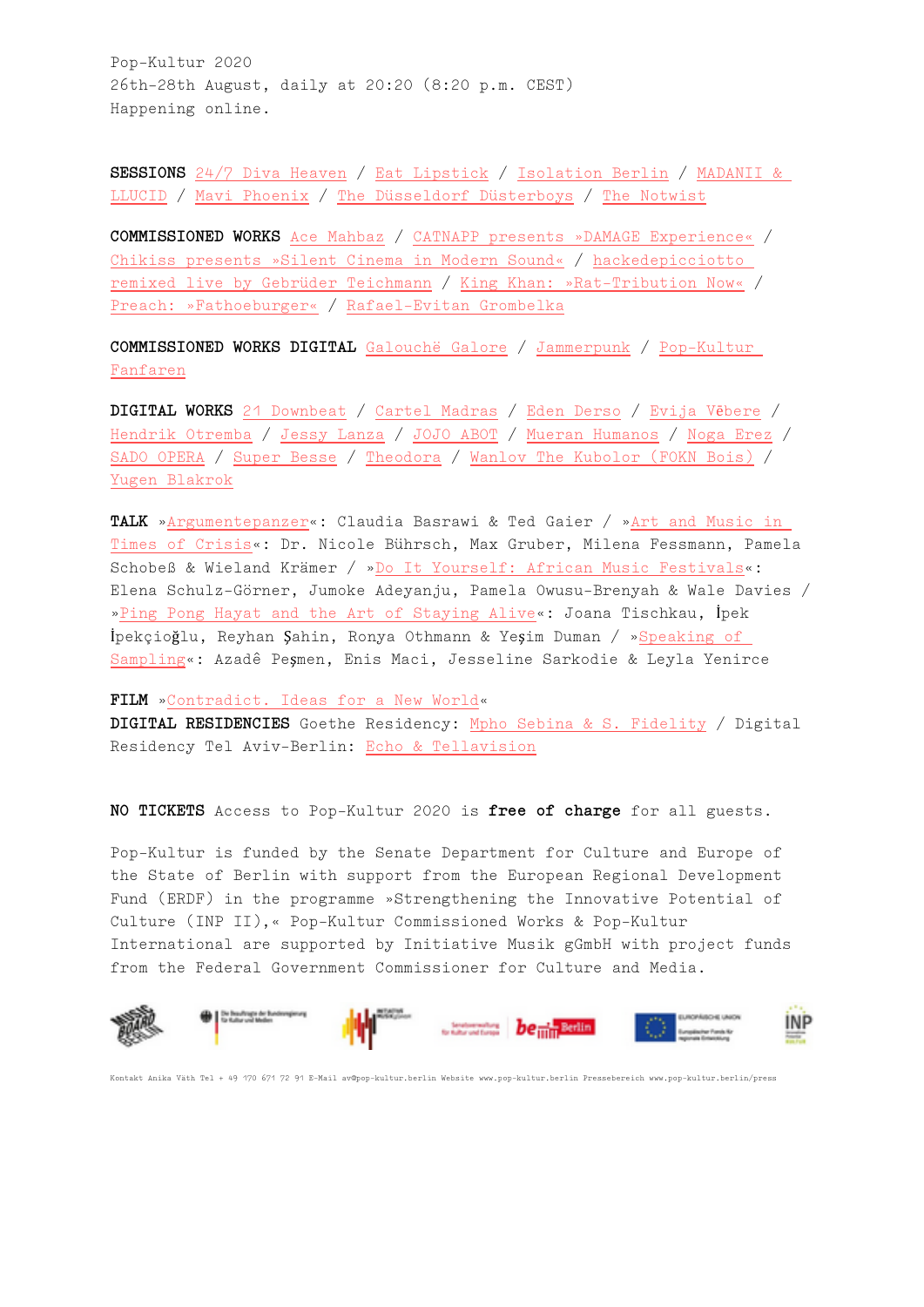Pop-Kultur 2020
26th-28th August, daily at 20:20 (8:20 p.m. CEST)
Happening online.

**SESSIONS** 24/7 Diva Heaven / Eat Lipstick / Isolation Berlin / MADANII & LLUCID / Mavi Phoenix / The Düsseldorf Düsterboys / The Notwist

**COMMISSIONED WORKS** Ace Mahbaz / CATNAPP presents »DAMAGE Experience« / Chikiss presents »Silent Cinema in Modern Sound« / hackedepicciotto remixed live by Gebrüder Teichmann / King Khan: »Rat-Tribution Now« / Preach: »Fathoeburger« / Rafael-Evitan Grombelka

**COMMISSIONED WORKS DIGITAL** Galouchë Galore / Jammerpunk / Pop-Kultur Fanfaren

**DIGITAL WORKS** 21 Downbeat / Cartel Madras / Eden Derso / Evija Vēbere / Hendrik Otremba / Jessy Lanza / JOJO ABOT / Mueran Humanos / Noga Erez / SADO OPERA / Super Besse / Theodora / Wanlov The Kubolor (FOKN Bois) / Yugen Blakrok

**TALK** »Argumentepanzer«: Claudia Basrawi & Ted Gaier / »Art and Music in Times of Crisis«: Dr. Nicole Bührsch, Max Gruber, Milena Fessmann, Pamela Schobeß & Wieland Krämer / »Do It Yourself: African Music Festivals«: Elena Schulz-Görner, Jumoke Adeyanju, Pamela Owusu-Brenyah & Wale Davies / »Ping Pong Hayat and the Art of Staying Alive«: Joana Tischkau, İpek İpekçioğlu, Reyhan Şahin, Ronya Othmann & Yeşim Duman / »Speaking of Sampling«: Azadê Peşmen, Enis Maci, Jesseline Sarkodie & Leyla Yenirce

**FILM** »Contradict. Ideas for a New World«
**DIGITAL RESIDENCIES** Goethe Residency: Mpho Sebina & S. Fidelity / Digital Residency Tel Aviv-Berlin: Echo & Tellavision

**NO TICKETS** Access to Pop-Kultur 2020 is **free of charge** for all guests.

Pop-Kultur is funded by the Senate Department for Culture and Europe of the State of Berlin with support from the European Regional Development Fund (ERDF) in the programme »Strengthening the Innovative Potential of Culture (INP II),« Pop-Kultur Commissioned Works & Pop-Kultur International are supported by Initiative Musik gGmbH with project funds from the Federal Government Commissioner for Culture and Media.

Kontakt Anika Väth Tel + 49 170 671 72 91 E-Mail av@pop-kultur.berlin Website www.pop-kultur.berlin Pressebereich www.pop-kultur.berlin/press